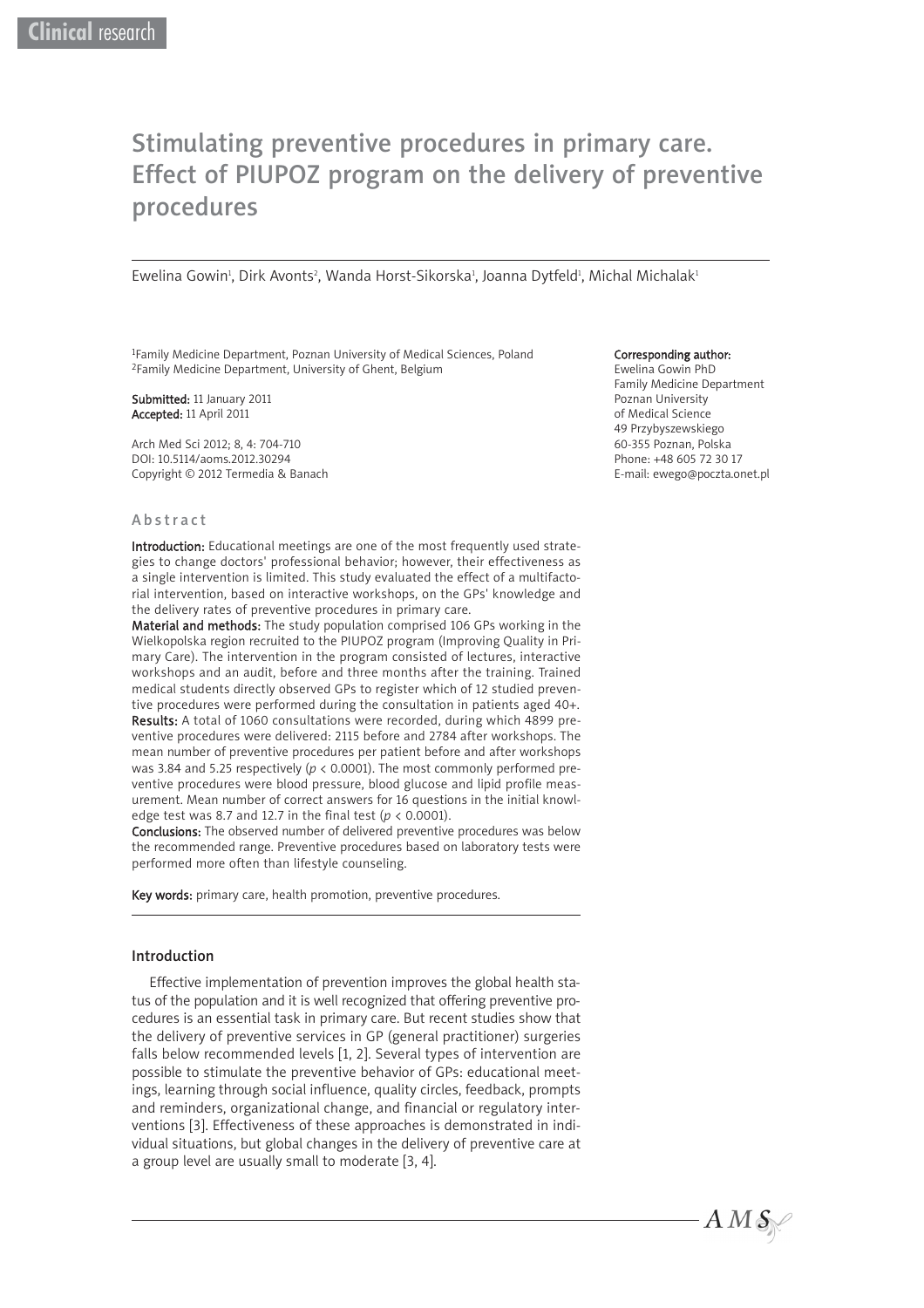Clinical research

# Stimulating preventive procedures in primary care. Effect of PIUPOZ program on the delivery of preventive procedures

Ewelina Gowin[1], Dirk Avonts[2], Wanda Horst-Sikorska[1], Joanna Dytfeld[1], Michal Michalak[1]

[1]Family Medicine Department, Poznan University of Medical Sciences, Poland
[2]Family Medicine Department, University of Ghent, Belgium

**Submitted:** 11 January 2011
**Accepted:** 11 April 2011

Arch Med Sci 2012; 8, 4: 704-710
DOI: 10.5114/aoms.2012.30294
Copyright © 2012 Termedia & Banach

**Corresponding author:**
Ewelina Gowin PhD
Family Medicine Department
Poznan University
of Medical Science
49 Przybyszewskiego
60-355 Poznan, Polska
Phone: +48 605 72 30 17
E-mail: ewego@poczta.onet.pl

## Abstract

**Introduction:** Educational meetings are one of the most frequently used strategies to change doctors' professional behavior; however, their effectiveness as a single intervention is limited. This study evaluated the effect of a multifactorial intervention, based on interactive workshops, on the GPs' knowledge and the delivery rates of preventive procedures in primary care.

**Material and methods:** The study population comprised 106 GPs working in the Wielkopolska region recruited to the PIUPOZ program (Improving Quality in Primary Care). The intervention in the program consisted of lectures, interactive workshops and an audit, before and three months after the training. Trained medical students directly observed GPs to register which of 12 studied preventive procedures were performed during the consultation in patients aged 40+.

**Results:** A total of 1060 consultations were recorded, during which 4899 preventive procedures were delivered: 2115 before and 2784 after workshops. The mean number of preventive procedures per patient before and after workshops was 3.84 and 5.25 respectively ($p < 0.0001$). The most commonly performed preventive procedures were blood pressure, blood glucose and lipid profile measurement. Mean number of correct answers for 16 questions in the initial knowledge test was 8.7 and 12.7 in the final test ($p < 0.0001$).

**Conclusions:** The observed number of delivered preventive procedures was below the recommended range. Preventive procedures based on laboratory tests were performed more often than lifestyle counseling.

**Key words:** primary care, health promotion, preventive procedures.

## Introduction

Effective implementation of prevention improves the global health status of the population and it is well recognized that offering preventive procedures is an essential task in primary care. But recent studies show that the delivery of preventive services in GP (general practitioner) surgeries falls below recommended levels [1, 2]. Several types of intervention are possible to stimulate the preventive behavior of GPs: educational meetings, learning through social influence, quality circles, feedback, prompts and reminders, organizational change, and financial or regulatory interventions [3]. Effectiveness of these approaches is demonstrated in individual situations, but global changes in the delivery of preventive care at a group level are usually small to moderate [3, 4].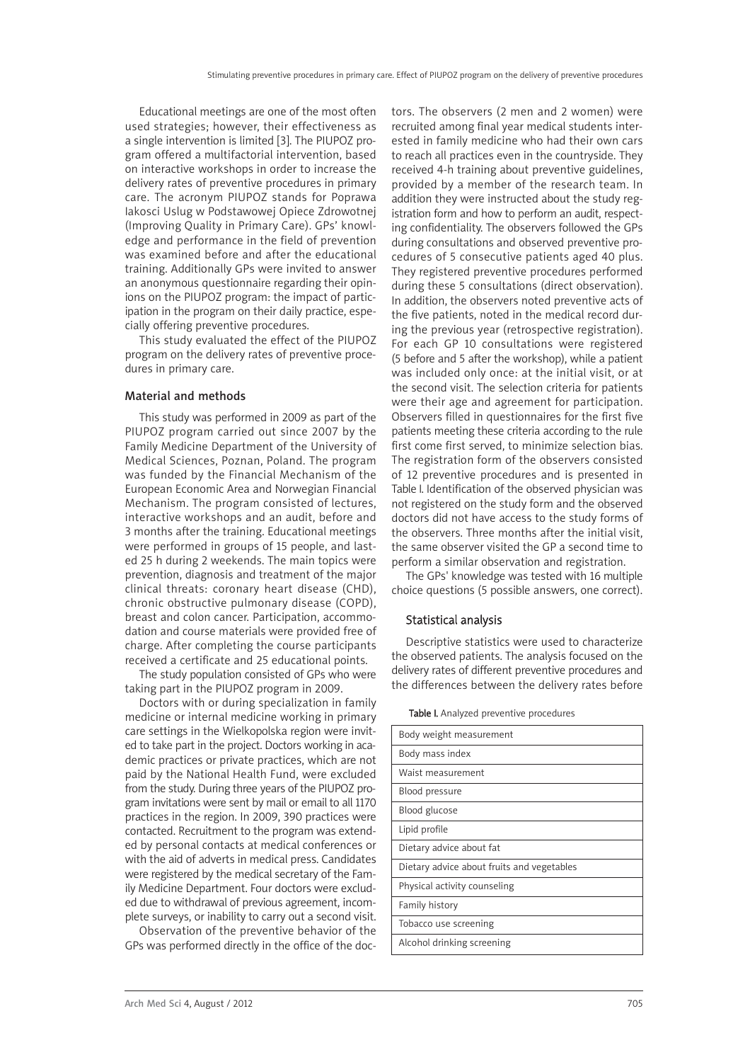Educational meetings are one of the most often used strategies; however, their effectiveness as a single intervention is limited [3]. The PIUPOZ program offered a multifactorial intervention, based on interactive workshops in order to increase the delivery rates of preventive procedures in primary care. The acronym PIUPOZ stands for Poprawa Iakosci Uslug w Podstawowej Opiece Zdrowotnej (Improving Quality in Primary Care). GPs' knowledge and performance in the field of prevention was examined before and after the educational training. Additionally GPs were invited to answer an anonymous questionnaire regarding their opinions on the PIUPOZ program: the impact of participation in the program on their daily practice, especially offering preventive procedures.

This study evaluated the effect of the PIUPOZ program on the delivery rates of preventive procedures in primary care.

## Material and methods

This study was performed in 2009 as part of the PIUPOZ program carried out since 2007 by the Family Medicine Department of the University of Medical Sciences, Poznan, Poland. The program was funded by the Financial Mechanism of the European Economic Area and Norwegian Financial Mechanism. The program consisted of lectures, interactive workshops and an audit, before and 3 months after the training. Educational meetings were performed in groups of 15 people, and lasted 25 h during 2 weekends. The main topics were prevention, diagnosis and treatment of the major clinical threats: coronary heart disease (CHD), chronic obstructive pulmonary disease (COPD), breast and colon cancer. Participation, accommodation and course materials were provided free of charge. After completing the course participants received a certificate and 25 educational points.

The study population consisted of GPs who were taking part in the PIUPOZ program in 2009.

Doctors with or during specialization in family medicine or internal medicine working in primary care settings in the Wielkopolska region were invited to take part in the project. Doctors working in academic practices or private practices, which are not paid by the National Health Fund, were excluded from the study. During three years of the PIUPOZ program invitations were sent by mail or email to all 1170 practices in the region. In 2009, 390 practices were contacted. Recruitment to the program was extended by personal contacts at medical conferences or with the aid of adverts in medical press. Candidates were registered by the medical secretary of the Family Medicine Department. Four doctors were excluded due to withdrawal of previous agreement, incomplete surveys, or inability to carry out a second visit.

Observation of the preventive behavior of the GPs was performed directly in the office of the doctors. The observers (2 men and 2 women) were recruited among final year medical students interested in family medicine who had their own cars to reach all practices even in the countryside. They received 4-h training about preventive guidelines, provided by a member of the research team. In addition they were instructed about the study registration form and how to perform an audit, respecting confidentiality. The observers followed the GPs during consultations and observed preventive procedures of 5 consecutive patients aged 40 plus. They registered preventive procedures performed during these 5 consultations (direct observation). In addition, the observers noted preventive acts of the five patients, noted in the medical record during the previous year (retrospective registration). For each GP 10 consultations were registered (5 before and 5 after the workshop), while a patient was included only once: at the initial visit, or at the second visit. The selection criteria for patients were their age and agreement for participation. Observers filled in questionnaires for the first five patients meeting these criteria according to the rule first come first served, to minimize selection bias. The registration form of the observers consisted of 12 preventive procedures and is presented in Table I. Identification of the observed physician was not registered on the study form and the observed doctors did not have access to the study forms of the observers. Three months after the initial visit, the same observer visited the GP a second time to perform a similar observation and registration.

The GPs' knowledge was tested with 16 multiple choice questions (5 possible answers, one correct).

### Statistical analysis

Descriptive statistics were used to characterize the observed patients. The analysis focused on the delivery rates of different preventive procedures and the differences between the delivery rates before

**Table I.** Analyzed preventive procedures

| |
|---|
| Body weight measurement |
| Body mass index |
| Waist measurement |
| Blood pressure |
| Blood glucose |
| Lipid profile |
| Dietary advice about fat |
| Dietary advice about fruits and vegetables |
| Physical activity counseling |
| Family history |
| Tobacco use screening |
| Alcohol drinking screening |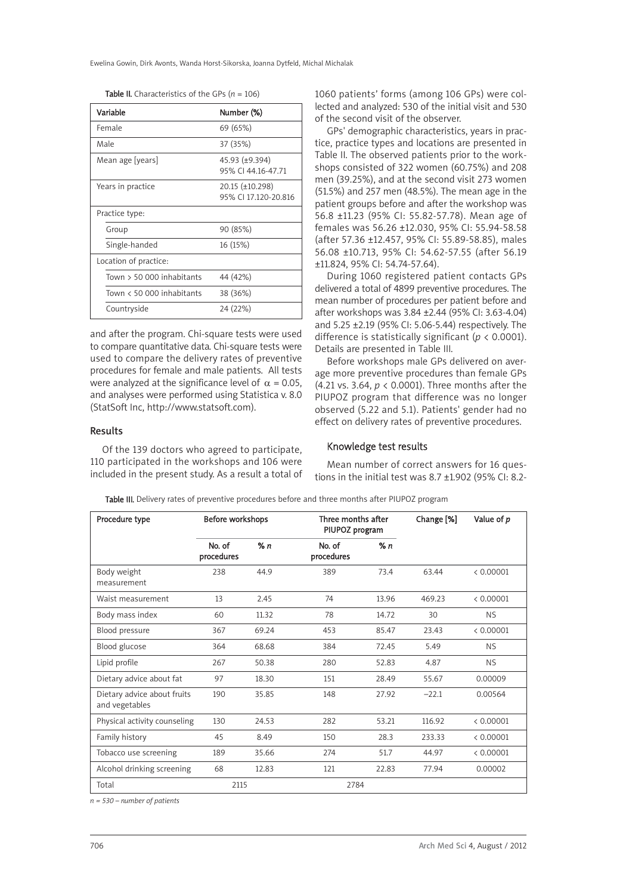Table II. Characteristics of the GPs ($n$ = 106)

| Variable | Number (%) |
|---|---|
| Female | 69 (65%) |
| Male | 37 (35%) |
| Mean age [years] | 45.93 (±9.394) 95% CI 44.16-47.71 |
| Years in practice | 20.15 (±10.298) 95% CI 17.120-20.816 |
| Practice type: | |
| Group | 90 (85%) |
| Single-handed | 16 (15%) |
| Location of practice: | |
| Town > 50 000 inhabitants | 44 (42%) |
| Town < 50 000 inhabitants | 38 (36%) |
| Countryside | 24 (22%) |

and after the program. Chi-square tests were used to compare quantitative data. Chi-square tests were used to compare the delivery rates of preventive procedures for female and male patients. All tests were analyzed at the significance level of $\alpha$ = 0.05, and analyses were performed using Statistica v. 8.0 (StatSoft Inc, http://www.statsoft.com).

## Results

Of the 139 doctors who agreed to participate, 110 participated in the workshops and 106 were included in the present study. As a result a total of 1060 patients' forms (among 106 GPs) were collected and analyzed: 530 of the initial visit and 530 of the second visit of the observer.

GPs' demographic characteristics, years in practice, practice types and locations are presented in Table II. The observed patients prior to the workshops consisted of 322 women (60.75%) and 208 men (39.25%), and at the second visit 273 women (51.5%) and 257 men (48.5%). The mean age in the patient groups before and after the workshop was 56.8 ±11.23 (95% CI: 55.82-57.78). Mean age of females was 56.26 ±12.030, 95% CI: 55.94-58.58 (after 57.36 ±12.457, 95% CI: 55.89-58.85), males 56.08 ±10.713, 95% CI: 54.62-57.55 (after 56.19 ±11.824, 95% CI: 54.74-57.64).

During 1060 registered patient contacts GPs delivered a total of 4899 preventive procedures. The mean number of procedures per patient before and after workshops was 3.84 ±2.44 (95% CI: 3.63-4.04) and 5.25 ±2.19 (95% CI: 5.06-5.44) respectively. The difference is statistically significant ($p$ < 0.0001). Details are presented in Table III.

Before workshops male GPs delivered on average more preventive procedures than female GPs (4.21 vs. 3.64, $p$ < 0.0001). Three months after the PIUPOZ program that difference was no longer observed (5.22 and 5.1). Patients' gender had no effect on delivery rates of preventive procedures.

### Knowledge test results

Mean number of correct answers for 16 questions in the initial test was 8.7 ±1.902 (95% CI: 8.2-

Table III. Delivery rates of preventive procedures before and three months after PIUPOZ program

| Procedure type | Before workshops | | Three months after PIUPOZ program | | Change [%] | Value of $p$ |
|---|---|---|---|---|---|---|
| | No. of procedures | % $n$ | No. of procedures | % $n$ | | |
| Body weight measurement | 238 | 44.9 | 389 | 73.4 | 63.44 | < 0.00001 |
| Waist measurement | 13 | 2.45 | 74 | 13.96 | 469.23 | < 0.00001 |
| Body mass index | 60 | 11.32 | 78 | 14.72 | 30 | NS |
| Blood pressure | 367 | 69.24 | 453 | 85.47 | 23.43 | < 0.00001 |
| Blood glucose | 364 | 68.68 | 384 | 72.45 | 5.49 | NS |
| Lipid profile | 267 | 50.38 | 280 | 52.83 | 4.87 | NS |
| Dietary advice about fat | 97 | 18.30 | 151 | 28.49 | 55.67 | 0.00009 |
| Dietary advice about fruits and vegetables | 190 | 35.85 | 148 | 27.92 | –22.1 | 0.00564 |
| Physical activity counseling | 130 | 24.53 | 282 | 53.21 | 116.92 | < 0.00001 |
| Family history | 45 | 8.49 | 150 | 28.3 | 233.33 | < 0.00001 |
| Tobacco use screening | 189 | 35.66 | 274 | 51.7 | 44.97 | < 0.00001 |
| Alcohol drinking screening | 68 | 12.83 | 121 | 22.83 | 77.94 | 0.00002 |
| Total | 2115 | | 2784 | | | |

*n = 530 – number of patients*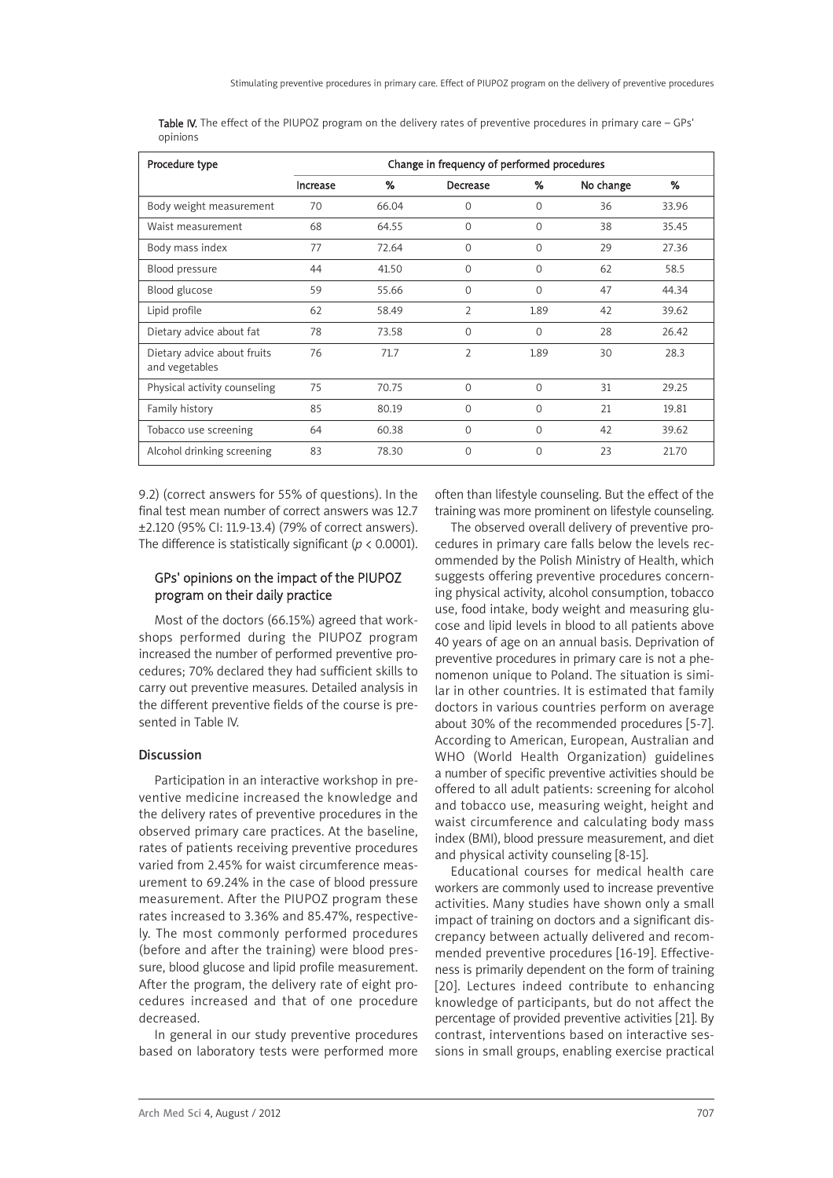Table IV. The effect of the PIUPOZ program on the delivery rates of preventive procedures in primary care – GPs' opinions

| Procedure type | Change in frequency of performed procedures | | | | | |
|---|---|---|---|---|---|---|
| | Increase | % | Decrease | % | No change | % |
| Body weight measurement | 70 | 66.04 | 0 | 0 | 36 | 33.96 |
| Waist measurement | 68 | 64.55 | 0 | 0 | 38 | 35.45 |
| Body mass index | 77 | 72.64 | 0 | 0 | 29 | 27.36 |
| Blood pressure | 44 | 41.50 | 0 | 0 | 62 | 58.5 |
| Blood glucose | 59 | 55.66 | 0 | 0 | 47 | 44.34 |
| Lipid profile | 62 | 58.49 | 2 | 1.89 | 42 | 39.62 |
| Dietary advice about fat | 78 | 73.58 | 0 | 0 | 28 | 26.42 |
| Dietary advice about fruits and vegetables | 76 | 71.7 | 2 | 1.89 | 30 | 28.3 |
| Physical activity counseling | 75 | 70.75 | 0 | 0 | 31 | 29.25 |
| Family history | 85 | 80.19 | 0 | 0 | 21 | 19.81 |
| Tobacco use screening | 64 | 60.38 | 0 | 0 | 42 | 39.62 |
| Alcohol drinking screening | 83 | 78.30 | 0 | 0 | 23 | 21.70 |

9.2) (correct answers for 55% of questions). In the final test mean number of correct answers was 12.7 ±2.120 (95% CI: 11.9-13.4) (79% of correct answers). The difference is statistically significant ($p < 0.0001$).

## GPs' opinions on the impact of the PIUPOZ program on their daily practice

Most of the doctors (66.15%) agreed that workshops performed during the PIUPOZ program increased the number of performed preventive procedures; 70% declared they had sufficient skills to carry out preventive measures. Detailed analysis in the different preventive fields of the course is presented in Table IV.

## Discussion

Participation in an interactive workshop in preventive medicine increased the knowledge and the delivery rates of preventive procedures in the observed primary care practices. At the baseline, rates of patients receiving preventive procedures varied from 2.45% for waist circumference measurement to 69.24% in the case of blood pressure measurement. After the PIUPOZ program these rates increased to 3.36% and 85.47%, respectively. The most commonly performed procedures (before and after the training) were blood pressure, blood glucose and lipid profile measurement. After the program, the delivery rate of eight procedures increased and that of one procedure decreased.

In general in our study preventive procedures based on laboratory tests were performed more often than lifestyle counseling. But the effect of the training was more prominent on lifestyle counseling.

The observed overall delivery of preventive procedures in primary care falls below the levels recommended by the Polish Ministry of Health, which suggests offering preventive procedures concerning physical activity, alcohol consumption, tobacco use, food intake, body weight and measuring glucose and lipid levels in blood to all patients above 40 years of age on an annual basis. Deprivation of preventive procedures in primary care is not a phenomenon unique to Poland. The situation is similar in other countries. It is estimated that family doctors in various countries perform on average about 30% of the recommended procedures [5-7]. According to American, European, Australian and WHO (World Health Organization) guidelines a number of specific preventive activities should be offered to all adult patients: screening for alcohol and tobacco use, measuring weight, height and waist circumference and calculating body mass index (BMI), blood pressure measurement, and diet and physical activity counseling [8-15].

Educational courses for medical health care workers are commonly used to increase preventive activities. Many studies have shown only a small impact of training on doctors and a significant discrepancy between actually delivered and recommended preventive procedures [16-19]. Effectiveness is primarily dependent on the form of training [20]. Lectures indeed contribute to enhancing knowledge of participants, but do not affect the percentage of provided preventive activities [21]. By contrast, interventions based on interactive sessions in small groups, enabling exercise practical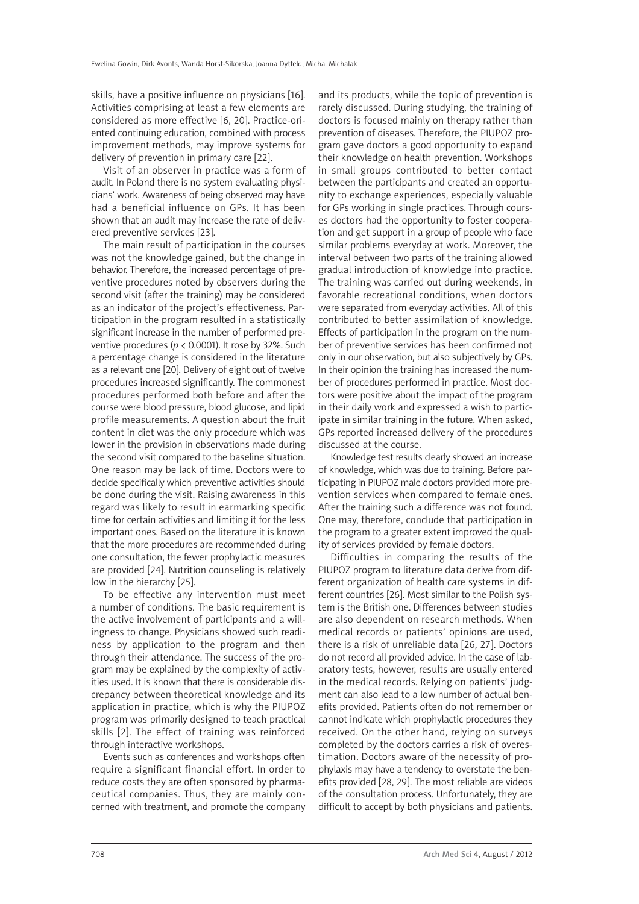skills, have a positive influence on physicians [16]. Activities comprising at least a few elements are considered as more effective [6, 20]. Practice-oriented continuing education, combined with process improvement methods, may improve systems for delivery of prevention in primary care [22].

Visit of an observer in practice was a form of audit. In Poland there is no system evaluating physicians' work. Awareness of being observed may have had a beneficial influence on GPs. It has been shown that an audit may increase the rate of delivered preventive services [23].

The main result of participation in the courses was not the knowledge gained, but the change in behavior. Therefore, the increased percentage of preventive procedures noted by observers during the second visit (after the training) may be considered as an indicator of the project's effectiveness. Participation in the program resulted in a statistically significant increase in the number of performed preventive procedures ($p < 0.0001$). It rose by 32%. Such a percentage change is considered in the literature as a relevant one [20]. Delivery of eight out of twelve procedures increased significantly. The commonest procedures performed both before and after the course were blood pressure, blood glucose, and lipid profile measurements. A question about the fruit content in diet was the only procedure which was lower in the provision in observations made during the second visit compared to the baseline situation. One reason may be lack of time. Doctors were to decide specifically which preventive activities should be done during the visit. Raising awareness in this regard was likely to result in earmarking specific time for certain activities and limiting it for the less important ones. Based on the literature it is known that the more procedures are recommended during one consultation, the fewer prophylactic measures are provided [24]. Nutrition counseling is relatively low in the hierarchy [25].

To be effective any intervention must meet a number of conditions. The basic requirement is the active involvement of participants and a willingness to change. Physicians showed such readiness by application to the program and then through their attendance. The success of the program may be explained by the complexity of activities used. It is known that there is considerable discrepancy between theoretical knowledge and its application in practice, which is why the PIUPOZ program was primarily designed to teach practical skills [2]. The effect of training was reinforced through interactive workshops.

Events such as conferences and workshops often require a significant financial effort. In order to reduce costs they are often sponsored by pharmaceutical companies. Thus, they are mainly concerned with treatment, and promote the company and its products, while the topic of prevention is rarely discussed. During studying, the training of doctors is focused mainly on therapy rather than prevention of diseases. Therefore, the PIUPOZ program gave doctors a good opportunity to expand their knowledge on health prevention. Workshops in small groups contributed to better contact between the participants and created an opportunity to exchange experiences, especially valuable for GPs working in single practices. Through courses doctors had the opportunity to foster cooperation and get support in a group of people who face similar problems everyday at work. Moreover, the interval between two parts of the training allowed gradual introduction of knowledge into practice. The training was carried out during weekends, in favorable recreational conditions, when doctors were separated from everyday activities. All of this contributed to better assimilation of knowledge. Effects of participation in the program on the number of preventive services has been confirmed not only in our observation, but also subjectively by GPs. In their opinion the training has increased the number of procedures performed in practice. Most doctors were positive about the impact of the program in their daily work and expressed a wish to participate in similar training in the future. When asked, GPs reported increased delivery of the procedures discussed at the course.

Knowledge test results clearly showed an increase of knowledge, which was due to training. Before participating in PIUPOZ male doctors provided more prevention services when compared to female ones. After the training such a difference was not found. One may, therefore, conclude that participation in the program to a greater extent improved the quality of services provided by female doctors.

Difficulties in comparing the results of the PIUPOZ program to literature data derive from different organization of health care systems in different countries [26]. Most similar to the Polish system is the British one. Differences between studies are also dependent on research methods. When medical records or patients' opinions are used, there is a risk of unreliable data [26, 27]. Doctors do not record all provided advice. In the case of laboratory tests, however, results are usually entered in the medical records. Relying on patients' judgment can also lead to a low number of actual benefits provided. Patients often do not remember or cannot indicate which prophylactic procedures they received. On the other hand, relying on surveys completed by the doctors carries a risk of overestimation. Doctors aware of the necessity of prophylaxis may have a tendency to overstate the benefits provided [28, 29]. The most reliable are videos of the consultation process. Unfortunately, they are difficult to accept by both physicians and patients.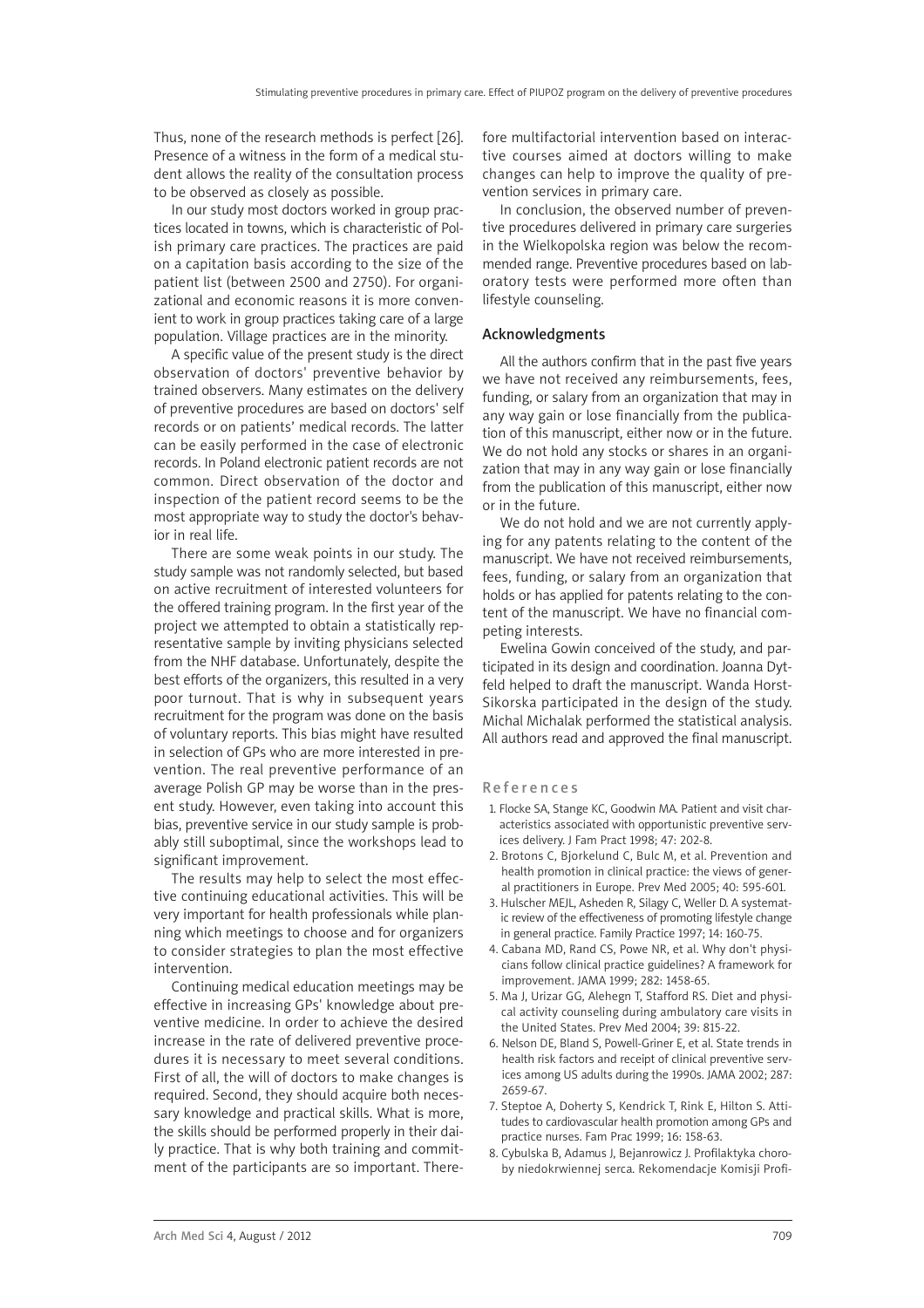Thus, none of the research methods is perfect [26]. Presence of a witness in the form of a medical student allows the reality of the consultation process to be observed as closely as possible.

In our study most doctors worked in group practices located in towns, which is characteristic of Polish primary care practices. The practices are paid on a capitation basis according to the size of the patient list (between 2500 and 2750). For organizational and economic reasons it is more convenient to work in group practices taking care of a large population. Village practices are in the minority.

A specific value of the present study is the direct observation of doctors' preventive behavior by trained observers. Many estimates on the delivery of preventive procedures are based on doctors' self records or on patients' medical records. The latter can be easily performed in the case of electronic records. In Poland electronic patient records are not common. Direct observation of the doctor and inspection of the patient record seems to be the most appropriate way to study the doctor's behavior in real life.

There are some weak points in our study. The study sample was not randomly selected, but based on active recruitment of interested volunteers for the offered training program. In the first year of the project we attempted to obtain a statistically representative sample by inviting physicians selected from the NHF database. Unfortunately, despite the best efforts of the organizers, this resulted in a very poor turnout. That is why in subsequent years recruitment for the program was done on the basis of voluntary reports. This bias might have resulted in selection of GPs who are more interested in prevention. The real preventive performance of an average Polish GP may be worse than in the present study. However, even taking into account this bias, preventive service in our study sample is probably still suboptimal, since the workshops lead to significant improvement.

The results may help to select the most effective continuing educational activities. This will be very important for health professionals while planning which meetings to choose and for organizers to consider strategies to plan the most effective intervention.

Continuing medical education meetings may be effective in increasing GPs' knowledge about preventive medicine. In order to achieve the desired increase in the rate of delivered preventive procedures it is necessary to meet several conditions. First of all, the will of doctors to make changes is required. Second, they should acquire both necessary knowledge and practical skills. What is more, the skills should be performed properly in their daily practice. That is why both training and commitment of the participants are so important. Therefore multifactorial intervention based on interactive courses aimed at doctors willing to make changes can help to improve the quality of prevention services in primary care.

In conclusion, the observed number of preventive procedures delivered in primary care surgeries in the Wielkopolska region was below the recommended range. Preventive procedures based on laboratory tests were performed more often than lifestyle counseling.

## Acknowledgments

All the authors confirm that in the past five years we have not received any reimbursements, fees, funding, or salary from an organization that may in any way gain or lose financially from the publication of this manuscript, either now or in the future. We do not hold any stocks or shares in an organization that may in any way gain or lose financially from the publication of this manuscript, either now or in the future.

We do not hold and we are not currently applying for any patents relating to the content of the manuscript. We have not received reimbursements, fees, funding, or salary from an organization that holds or has applied for patents relating to the content of the manuscript. We have no financial competing interests.

Ewelina Gowin conceived of the study, and participated in its design and coordination. Joanna Dytfeld helped to draft the manuscript. Wanda Horst-Sikorska participated in the design of the study. Michal Michalak performed the statistical analysis. All authors read and approved the final manuscript.

## References

1. Flocke SA, Stange KC, Goodwin MA. Patient and visit characteristics associated with opportunistic preventive services delivery. J Fam Pract 1998; 47: 202-8.
2. Brotons C, Bjorkelund C, Bulc M, et al. Prevention and health promotion in clinical practice: the views of general practitioners in Europe. Prev Med 2005; 40: 595-601.
3. Hulscher MEJL, Asheden R, Silagy C, Weller D. A systematic review of the effectiveness of promoting lifestyle change in general practice. Family Practice 1997; 14: 160-75.
4. Cabana MD, Rand CS, Powe NR, et al. Why don't physicians follow clinical practice guidelines? A framework for improvement. JAMA 1999; 282: 1458-65.
5. Ma J, Urizar GG, Alehegn T, Stafford RS. Diet and physical activity counseling during ambulatory care visits in the United States. Prev Med 2004; 39: 815-22.
6. Nelson DE, Bland S, Powell-Griner E, et al. State trends in health risk factors and receipt of clinical preventive services among US adults during the 1990s. JAMA 2002; 287: 2659-67.
7. Steptoe A, Doherty S, Kendrick T, Rink E, Hilton S. Attitudes to cardiovascular health promotion among GPs and practice nurses. Fam Prac 1999; 16: 158-63.
8. Cybulska B, Adamus J, Bejanrowicz J. Profilaktyka choroby niedokrwiennej serca. Rekomendacje Komisji Profi-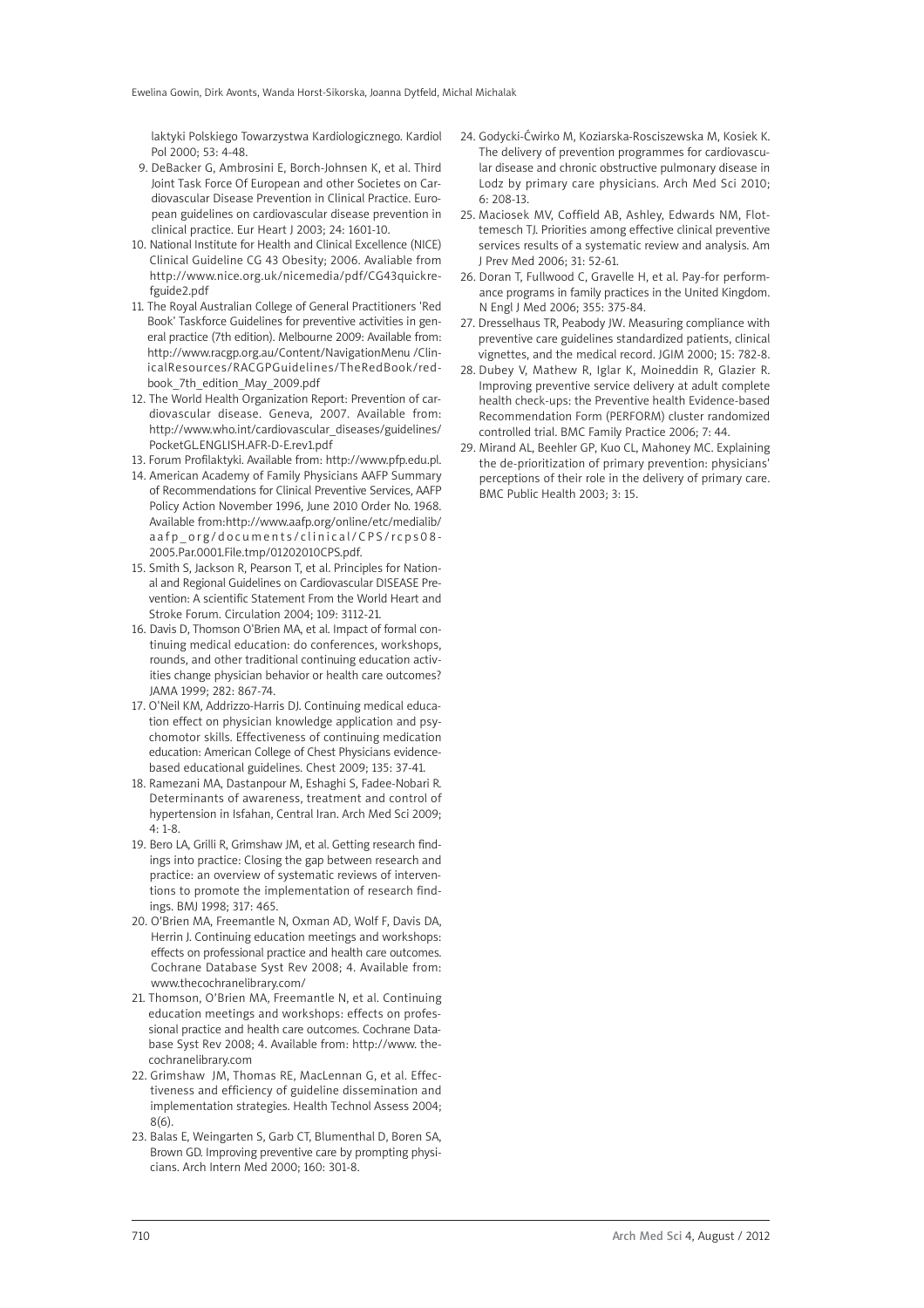laktyki Polskiego Towarzystwa Kardiologicznego. Kardiol Pol 2000; 53: 4-48.

9. DeBacker G, Ambrosini E, Borch-Johnsen K, et al. Third Joint Task Force Of European and other Societes on Cardiovascular Disease Prevention in Clinical Practice. European guidelines on cardiovascular disease prevention in clinical practice. Eur Heart J 2003; 24: 1601-10.
10. National Institute for Health and Clinical Excellence (NICE) Clinical Guideline CG 43 Obesity; 2006. Avaliable from http://www.nice.org.uk/nicemedia/pdf/CG43quickrefguide2.pdf
11. The Royal Australian College of General Practitioners 'Red Book' Taskforce Guidelines for preventive activities in general practice (7th edition). Melbourne 2009: Available from: http://www.racgp.org.au/Content/NavigationMenu /ClinicalResources/RACGPGuidelines/TheRedBook/redbook_7th_edition_May_2009.pdf
12. The World Health Organization Report: Prevention of cardiovascular disease. Geneva, 2007. Available from: http://www.who.int/cardiovascular_diseases/guidelines/PocketGL.ENGLISH.AFR-D-E.rev1.pdf
13. Forum Profilaktyki. Available from: http://www.pfp.edu.pl.
14. American Academy of Family Physicians AAFP Summary of Recommendations for Clinical Preventive Services, AAFP Policy Action November 1996, June 2010 Order No. 1968. Available from:http://www.aafp.org/online/etc/medialib/aafp_org/documents/clinical/CPS/rcps08-2005.Par.0001.File.tmp/01202010CPS.pdf.
15. Smith S, Jackson R, Pearson T, et al. Principles for National and Regional Guidelines on Cardiovascular DISEASE Prevention: A scientific Statement From the World Heart and Stroke Forum. Circulation 2004; 109: 3112-21.
16. Davis D, Thomson O'Brien MA, et al. Impact of formal continuing medical education: do conferences, workshops, rounds, and other traditional continuing education activities change physician behavior or health care outcomes? JAMA 1999; 282: 867-74.
17. O'Neil KM, Addrizzo-Harris DJ. Continuing medical education effect on physician knowledge application and psychomotor skills. Effectiveness of continuing medication education: American College of Chest Physicians evidence-based educational guidelines. Chest 2009; 135: 37-41.
18. Ramezani MA, Dastanpour M, Eshaghi S, Fadee-Nobari R. Determinants of awareness, treatment and control of hypertension in Isfahan, Central Iran. Arch Med Sci 2009; 4: 1-8.
19. Bero LA, Grilli R, Grimshaw JM, et al. Getting research findings into practice: Closing the gap between research and practice: an overview of systematic reviews of interventions to promote the implementation of research findings. BMJ 1998; 317: 465.
20. O'Brien MA, Freemantle N, Oxman AD, Wolf F, Davis DA, Herrin J. Continuing education meetings and workshops: effects on professional practice and health care outcomes. Cochrane Database Syst Rev 2008; 4. Available from: www.thecochranelibrary.com/
21. Thomson, O'Brien MA, Freemantle N, et al. Continuing education meetings and workshops: effects on professional practice and health care outcomes. Cochrane Database Syst Rev 2008; 4. Available from: http://www. thecochranelibrary.com
22. Grimshaw JM, Thomas RE, MacLennan G, et al. Effectiveness and efficiency of guideline dissemination and implementation strategies. Health Technol Assess 2004; 8(6).
23. Balas E, Weingarten S, Garb CT, Blumenthal D, Boren SA, Brown GD. Improving preventive care by prompting physicians. Arch Intern Med 2000; 160: 301-8.
24. Godycki-Ćwirko M, Koziarska-Rosciszewska M, Kosiek K. The delivery of prevention programmes for cardiovascular disease and chronic obstructive pulmonary disease in Lodz by primary care physicians. Arch Med Sci 2010; 6: 208-13.
25. Maciosek MV, Coffield AB, Ashley, Edwards NM, Flottemesch TJ. Priorities among effective clinical preventive services results of a systematic review and analysis. Am J Prev Med 2006; 31: 52-61.
26. Doran T, Fullwood C, Gravelle H, et al. Pay-for performance programs in family practices in the United Kingdom. N Engl J Med 2006; 355: 375-84.
27. Dresselhaus TR, Peabody JW. Measuring compliance with preventive care guidelines standardized patients, clinical vignettes, and the medical record. JGIM 2000; 15: 782-8.
28. Dubey V, Mathew R, Iglar K, Moineddin R, Glazier R. Improving preventive service delivery at adult complete health check-ups: the Preventive health Evidence-based Recommendation Form (PERFORM) cluster randomized controlled trial. BMC Family Practice 2006; 7: 44.
29. Mirand AL, Beehler GP, Kuo CL, Mahoney MC. Explaining the de-prioritization of primary prevention: physicians' perceptions of their role in the delivery of primary care. BMC Public Health 2003; 3: 15.